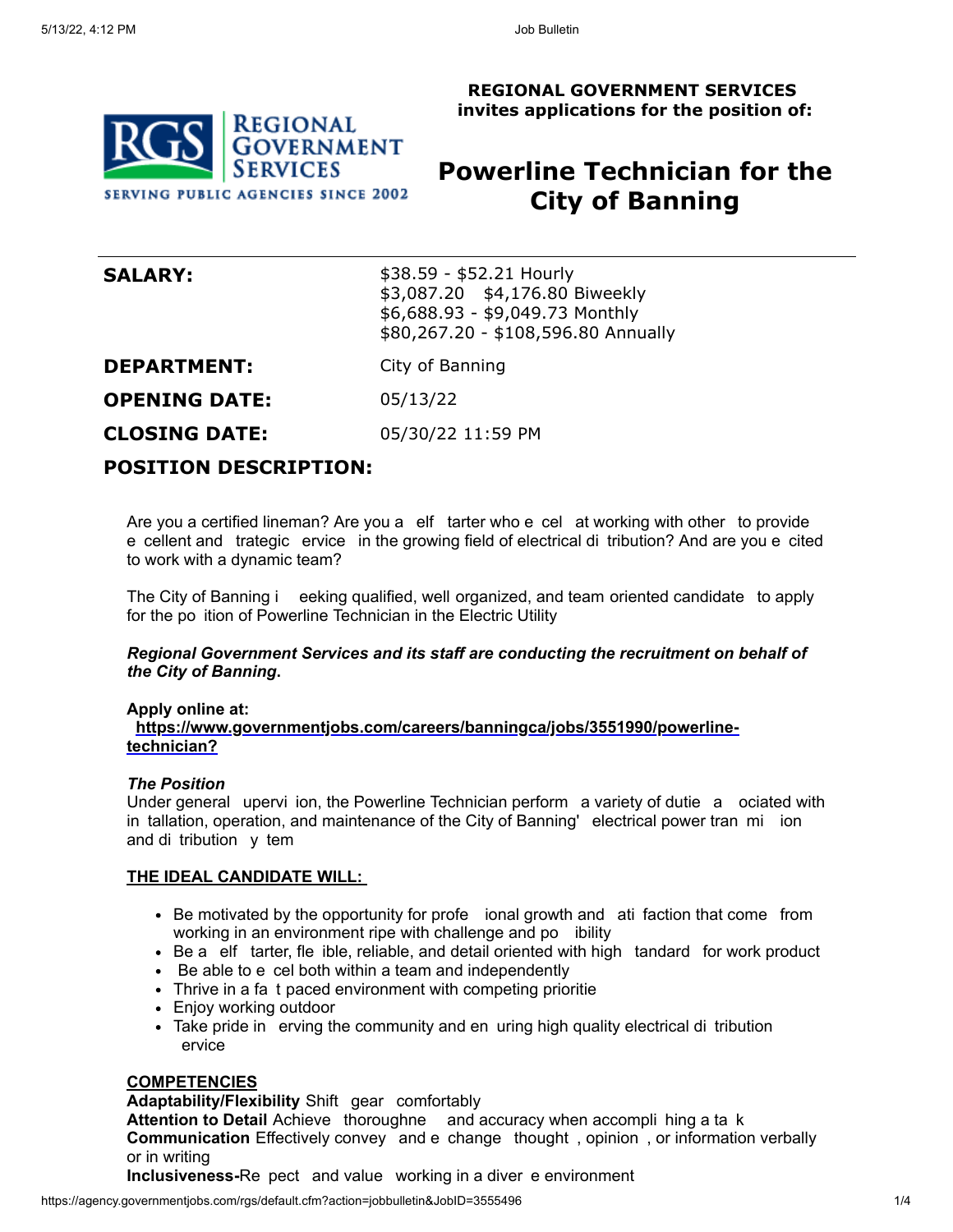RGS REGIONAL GOVERNMENT SERVICES

SERVING PUBLIC AGENCIES SINCE 2002

**REGIONAL GOVERNMENT SERVICES**
**invites applications for the position of:**

# Powerline Technician for the City of Banning

| | |
|---|---|
| **SALARY:** | $38.59 - $52.21 Hourly<br>$3,087.20 $4,176.80 Biweekly<br>$6,688.93 - $9,049.73 Monthly<br>$80,267.20 - $108,596.80 Annually |
| **DEPARTMENT:** | City of Banning |
| **OPENING DATE:** | 05/13/22 |
| **CLOSING DATE:** | 05/30/22 11:59 PM |

## POSITION DESCRIPTION:

Are you a certified lineman? Are you a self starter who excels at working with others to provide excellent and strategic services in the growing field of electrical distribution? And are you excited to work with a dynamic team?

The City of Banning is seeking qualified, well organized, and team oriented candidates to apply for the position of Powerline Technician in the Electric Utility

***Regional Government Services and its staff are conducting the recruitment on behalf of the City of Banning.***

**Apply online at:**
**https://www.governmentjobs.com/careers/banningca/jobs/3551990/powerline-technician?**

***The Position***
Under general supervision, the Powerline Technician performs a variety of duties associated with installation, operation, and maintenance of the City of Banning's electrical power transmission and distribution system

**THE IDEAL CANDIDATE WILL:**

- Be motivated by the opportunity for professional growth and satisfaction that comes from working in an environment ripe with challenge and possibility
- Be a self starter, flexible, reliable, and detail oriented with high standards for work product
- Be able to excel both within a team and independently
- Thrive in a fast paced environment with competing priorities
- Enjoy working outdoors
- Take pride in serving the community and ensuring high quality electrical distribution services

**COMPETENCIES**
**Adaptability/Flexibility** Shifts gears comfortably
**Attention to Detail** Achieves thoroughness and accuracy when accomplishing a task
**Communication** Effectively conveys and exchanges thoughts, opinions, or information verbally or in writing
**Inclusiveness-**Respects and values working in a diverse environment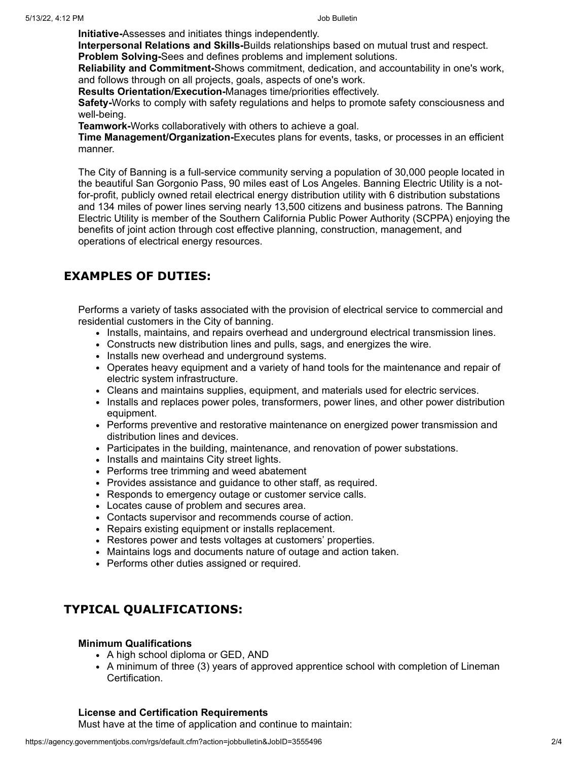**Initiative-**Assesses and initiates things independently.
**Interpersonal Relations and Skills-**Builds relationships based on mutual trust and respect.
**Problem Solving-**Sees and defines problems and implement solutions.
**Reliability and Commitment-**Shows commitment, dedication, and accountability in one's work, and follows through on all projects, goals, aspects of one's work.
**Results Orientation/Execution-**Manages time/priorities effectively.
**Safety-**Works to comply with safety regulations and helps to promote safety consciousness and well-being.
**Teamwork-**Works collaboratively with others to achieve a goal.
**Time Management/Organization-**Executes plans for events, tasks, or processes in an efficient manner.

The City of Banning is a full-service community serving a population of 30,000 people located in the beautiful San Gorgonio Pass, 90 miles east of Los Angeles. Banning Electric Utility is a not-for-profit, publicly owned retail electrical energy distribution utility with 6 distribution substations and 134 miles of power lines serving nearly 13,500 citizens and business patrons. The Banning Electric Utility is member of the Southern California Public Power Authority (SCPPA) enjoying the benefits of joint action through cost effective planning, construction, management, and operations of electrical energy resources.

## EXAMPLES OF DUTIES:

Performs a variety of tasks associated with the provision of electrical service to commercial and residential customers in the City of banning.

- Installs, maintains, and repairs overhead and underground electrical transmission lines.
- Constructs new distribution lines and pulls, sags, and energizes the wire.
- Installs new overhead and underground systems.
- Operates heavy equipment and a variety of hand tools for the maintenance and repair of electric system infrastructure.
- Cleans and maintains supplies, equipment, and materials used for electric services.
- Installs and replaces power poles, transformers, power lines, and other power distribution equipment.
- Performs preventive and restorative maintenance on energized power transmission and distribution lines and devices.
- Participates in the building, maintenance, and renovation of power substations.
- Installs and maintains City street lights.
- Performs tree trimming and weed abatement
- Provides assistance and guidance to other staff, as required.
- Responds to emergency outage or customer service calls.
- Locates cause of problem and secures area.
- Contacts supervisor and recommends course of action.
- Repairs existing equipment or installs replacement.
- Restores power and tests voltages at customers' properties.
- Maintains logs and documents nature of outage and action taken.
- Performs other duties assigned or required.

## TYPICAL QUALIFICATIONS:

**Minimum Qualifications**

- A high school diploma or GED, AND
- A minimum of three (3) years of approved apprentice school with completion of Lineman Certification.

**License and Certification Requirements**
Must have at the time of application and continue to maintain: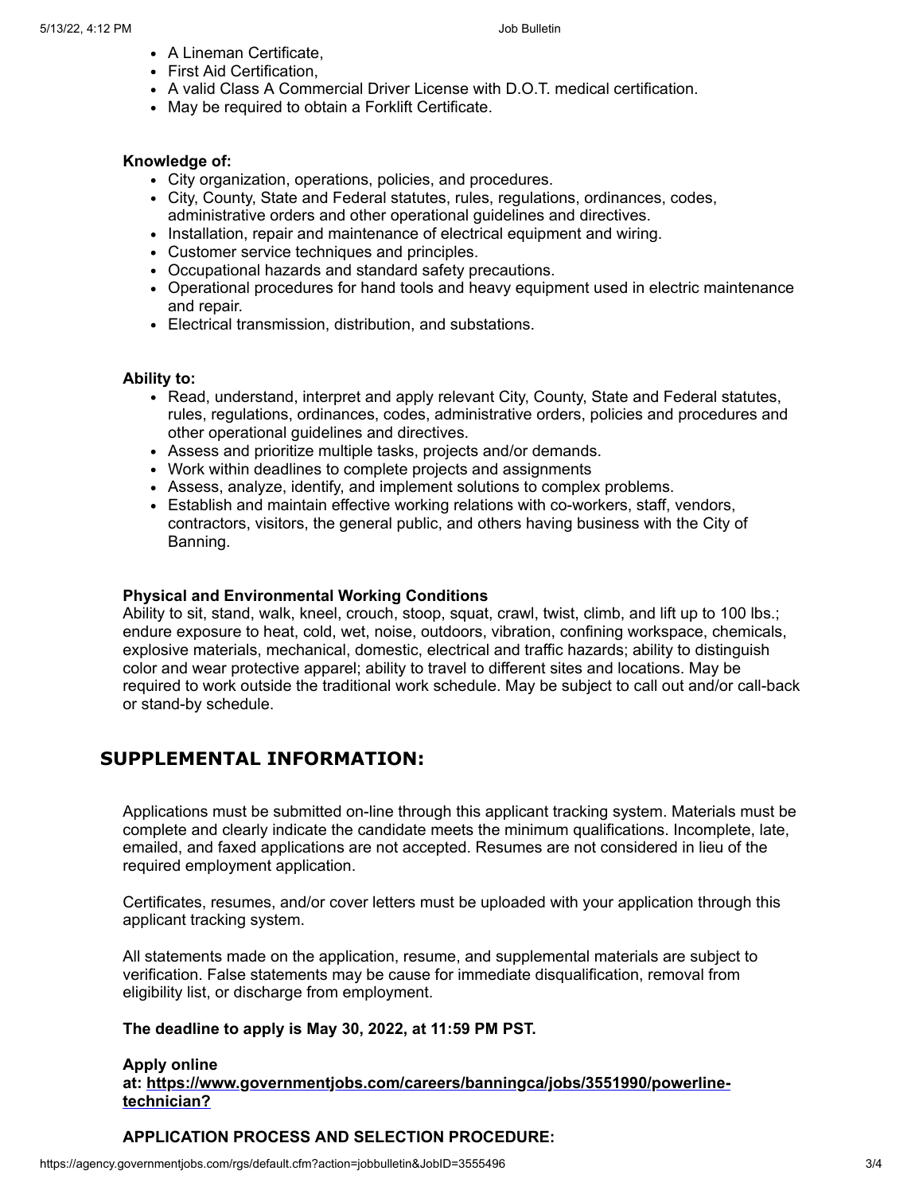- A Lineman Certificate,
- First Aid Certification,
- A valid Class A Commercial Driver License with D.O.T. medical certification.
- May be required to obtain a Forklift Certificate.

**Knowledge of:**

- City organization, operations, policies, and procedures.
- City, County, State and Federal statutes, rules, regulations, ordinances, codes, administrative orders and other operational guidelines and directives.
- Installation, repair and maintenance of electrical equipment and wiring.
- Customer service techniques and principles.
- Occupational hazards and standard safety precautions.
- Operational procedures for hand tools and heavy equipment used in electric maintenance and repair.
- Electrical transmission, distribution, and substations.

**Ability to:**

- Read, understand, interpret and apply relevant City, County, State and Federal statutes, rules, regulations, ordinances, codes, administrative orders, policies and procedures and other operational guidelines and directives.
- Assess and prioritize multiple tasks, projects and/or demands.
- Work within deadlines to complete projects and assignments
- Assess, analyze, identify, and implement solutions to complex problems.
- Establish and maintain effective working relations with co-workers, staff, vendors, contractors, visitors, the general public, and others having business with the City of Banning.

**Physical and Environmental Working Conditions**

Ability to sit, stand, walk, kneel, crouch, stoop, squat, crawl, twist, climb, and lift up to 100 lbs.; endure exposure to heat, cold, wet, noise, outdoors, vibration, confining workspace, chemicals, explosive materials, mechanical, domestic, electrical and traffic hazards; ability to distinguish color and wear protective apparel; ability to travel to different sites and locations. May be required to work outside the traditional work schedule. May be subject to call out and/or call-back or stand-by schedule.

## SUPPLEMENTAL INFORMATION:

Applications must be submitted on-line through this applicant tracking system. Materials must be complete and clearly indicate the candidate meets the minimum qualifications. Incomplete, late, emailed, and faxed applications are not accepted. Resumes are not considered in lieu of the required employment application.

Certificates, resumes, and/or cover letters must be uploaded with your application through this applicant tracking system.

All statements made on the application, resume, and supplemental materials are subject to verification. False statements may be cause for immediate disqualification, removal from eligibility list, or discharge from employment.

**The deadline to apply is May 30, 2022, at 11:59 PM PST.**

**Apply online at: [https://www.governmentjobs.com/careers/banningca/jobs/3551990/powerline-technician?](https://www.governmentjobs.com/careers/banningca/jobs/3551990/powerline-technician?)**

**APPLICATION PROCESS AND SELECTION PROCEDURE:**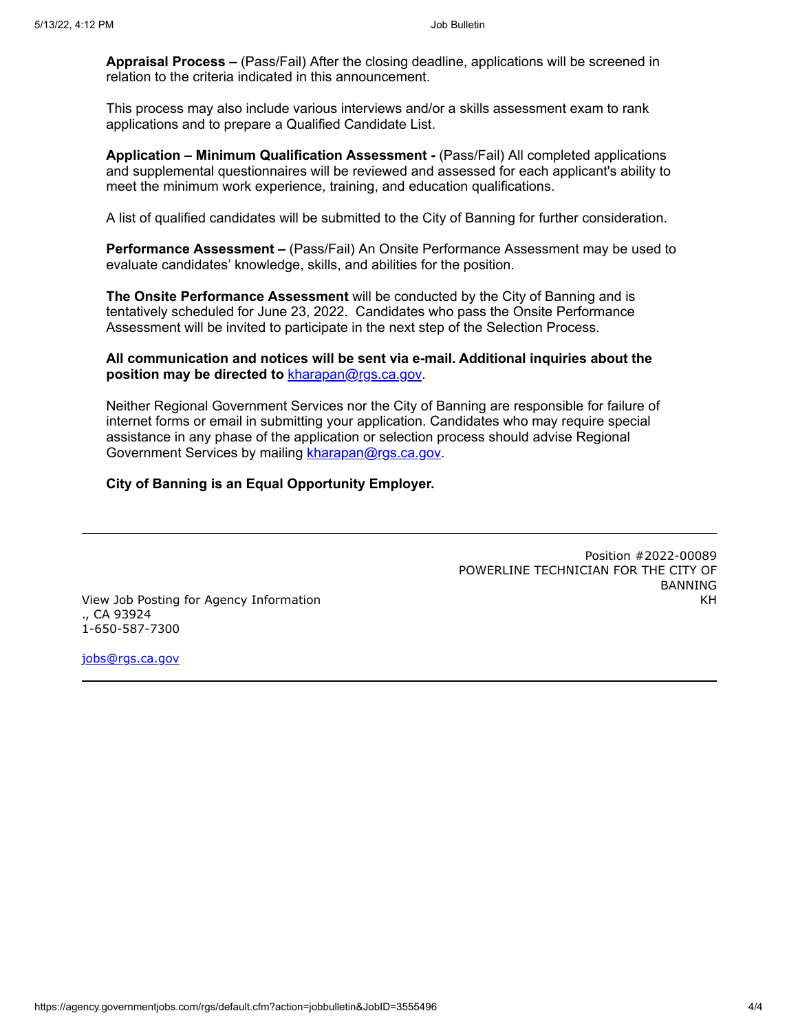**Appraisal Process –** (Pass/Fail) After the closing deadline, applications will be screened in relation to the criteria indicated in this announcement.

This process may also include various interviews and/or a skills assessment exam to rank applications and to prepare a Qualified Candidate List.

**Application – Minimum Qualification Assessment -** (Pass/Fail) All completed applications and supplemental questionnaires will be reviewed and assessed for each applicant's ability to meet the minimum work experience, training, and education qualifications.

A list of qualified candidates will be submitted to the City of Banning for further consideration.

**Performance Assessment –** (Pass/Fail) An Onsite Performance Assessment may be used to evaluate candidates' knowledge, skills, and abilities for the position.

**The Onsite Performance Assessment** will be conducted by the City of Banning and is tentatively scheduled for June 23, 2022. Candidates who pass the Onsite Performance Assessment will be invited to participate in the next step of the Selection Process.

**All communication and notices will be sent via e-mail. Additional inquiries about the position may be directed to** kharapan@rgs.ca.gov.

Neither Regional Government Services nor the City of Banning are responsible for failure of internet forms or email in submitting your application. Candidates who may require special assistance in any phase of the application or selection process should advise Regional Government Services by mailing kharapan@rgs.ca.gov.

**City of Banning is an Equal Opportunity Employer.**

---

Position #2022-00089
POWERLINE TECHNICIAN FOR THE CITY OF BANNING
KH

View Job Posting for Agency Information
., CA 93924
1-650-587-7300

jobs@rgs.ca.gov

---